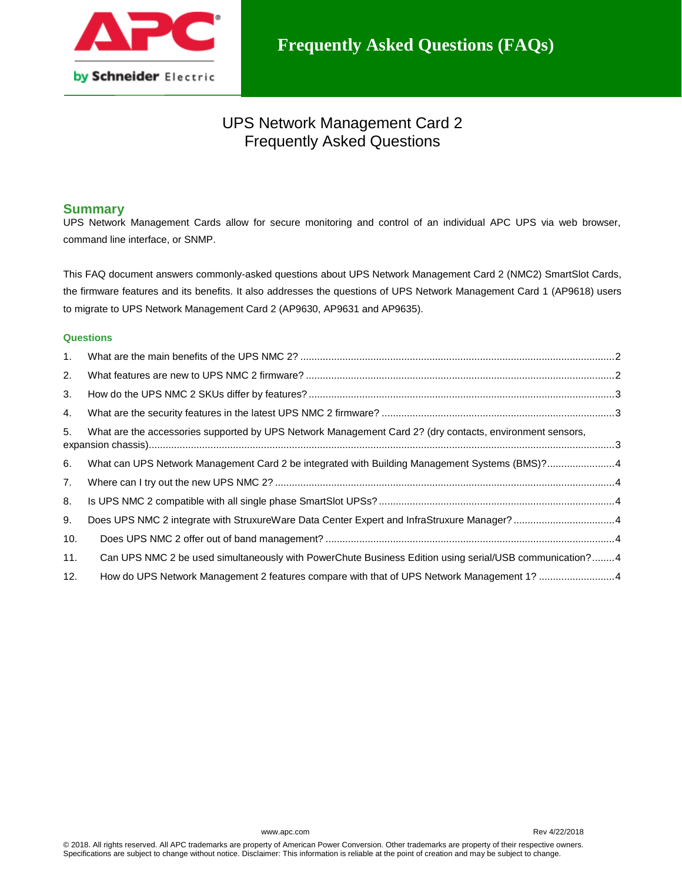# Frequently Asked Questions (FAQs)

## UPS Network Management Card 2
## Frequently Asked Questions

## Summary

UPS Network Management Cards allow for secure monitoring and control of an individual APC UPS via web browser, command line interface, or SNMP.

This FAQ document answers commonly-asked questions about UPS Network Management Card 2 (NMC2) SmartSlot Cards, the firmware features and its benefits. It also addresses the questions of UPS Network Management Card 1 (AP9618) users to migrate to UPS Network Management Card 2 (AP9630, AP9631 and AP9635).

### Questions

1. What are the main benefits of the UPS NMC 2? .......... 2
2. What features are new to UPS NMC 2 firmware? .......... 2
3. How do the UPS NMC 2 SKUs differ by features? .......... 3
4. What are the security features in the latest UPS NMC 2 firmware? .......... 3
5. What are the accessories supported by UPS Network Management Card 2? (dry contacts, environment sensors, expansion chassis) .......... 3
6. What can UPS Network Management Card 2 be integrated with Building Management Systems (BMS)? .......... 4
7. Where can I try out the new UPS NMC 2? .......... 4
8. Is UPS NMC 2 compatible with all single phase SmartSlot UPSs? .......... 4
9. Does UPS NMC 2 integrate with StruxureWare Data Center Expert and InfraStruxure Manager? .......... 4
10. Does UPS NMC 2 offer out of band management? .......... 4
11. Can UPS NMC 2 be used simultaneously with PowerChute Business Edition using serial/USB communication? .......... 4
12. How do UPS Network Management 2 features compare with that of UPS Network Management 1? .......... 4

www.apc.com Rev 4/22/2018

© 2018. All rights reserved. All APC trademarks are property of American Power Conversion. Other trademarks are property of their respective owners. Specifications are subject to change without notice. Disclaimer: This information is reliable at the point of creation and may be subject to change.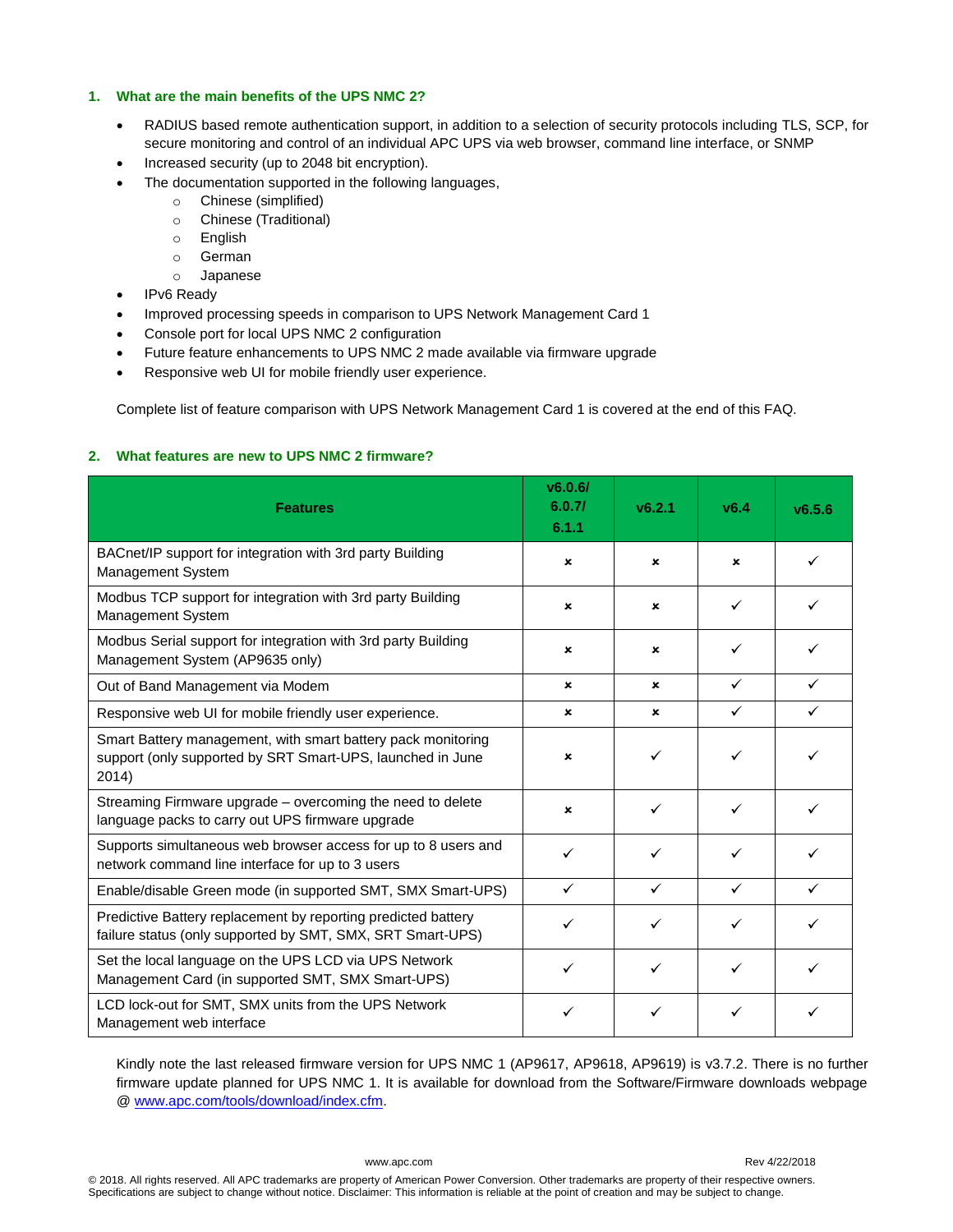## 1. What are the main benefits of the UPS NMC 2?

- RADIUS based remote authentication support, in addition to a selection of security protocols including TLS, SCP, for secure monitoring and control of an individual APC UPS via web browser, command line interface, or SNMP
- Increased security (up to 2048 bit encryption).
- The documentation supported in the following languages,
  - Chinese (simplified)
  - Chinese (Traditional)
  - English
  - German
  - Japanese
- IPv6 Ready
- Improved processing speeds in comparison to UPS Network Management Card 1
- Console port for local UPS NMC 2 configuration
- Future feature enhancements to UPS NMC 2 made available via firmware upgrade
- Responsive web UI for mobile friendly user experience.

Complete list of feature comparison with UPS Network Management Card 1 is covered at the end of this FAQ.

## 2. What features are new to UPS NMC 2 firmware?

| Features | v6.0.6/ 6.0.7/ 6.1.1 | v6.2.1 | v6.4 | v6.5.6 |
|---|---|---|---|---|
| BACnet/IP support for integration with 3rd party Building Management System | × | × | × | ✓ |
| Modbus TCP support for integration with 3rd party Building Management System | × | × | ✓ | ✓ |
| Modbus Serial support for integration with 3rd party Building Management System (AP9635 only) | × | × | ✓ | ✓ |
| Out of Band Management via Modem | × | × | ✓ | ✓ |
| Responsive web UI for mobile friendly user experience. | × | × | ✓ | ✓ |
| Smart Battery management, with smart battery pack monitoring support (only supported by SRT Smart-UPS, launched in June 2014) | × | ✓ | ✓ | ✓ |
| Streaming Firmware upgrade – overcoming the need to delete language packs to carry out UPS firmware upgrade | × | ✓ | ✓ | ✓ |
| Supports simultaneous web browser access for up to 8 users and network command line interface for up to 3 users | ✓ | ✓ | ✓ | ✓ |
| Enable/disable Green mode (in supported SMT, SMX Smart-UPS) | ✓ | ✓ | ✓ | ✓ |
| Predictive Battery replacement by reporting predicted battery failure status (only supported by SMT, SMX, SRT Smart-UPS) | ✓ | ✓ | ✓ | ✓ |
| Set the local language on the UPS LCD via UPS Network Management Card (in supported SMT, SMX Smart-UPS) | ✓ | ✓ | ✓ | ✓ |
| LCD lock-out for SMT, SMX units from the UPS Network Management web interface | ✓ | ✓ | ✓ | ✓ |

Kindly note the last released firmware version for UPS NMC 1 (AP9617, AP9618, AP9619) is v3.7.2. There is no further firmware update planned for UPS NMC 1. It is available for download from the Software/Firmware downloads webpage @ www.apc.com/tools/download/index.cfm.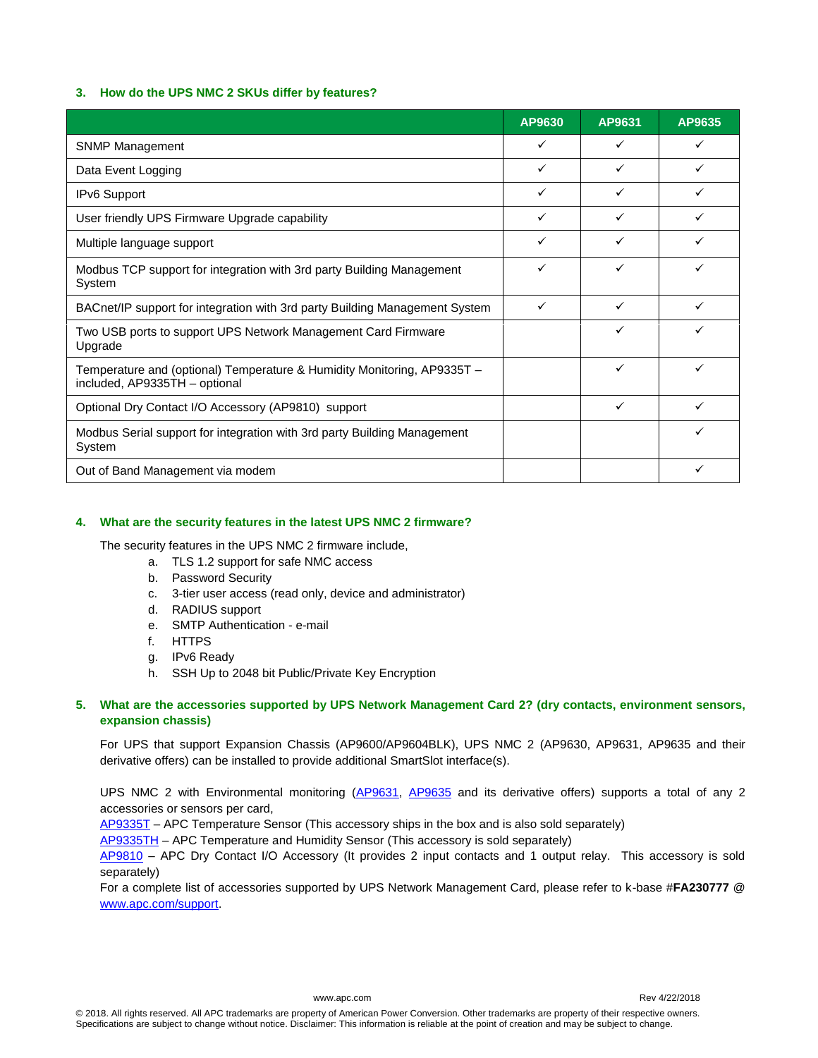### 3. How do the UPS NMC 2 SKUs differ by features?

| | AP9630 | AP9631 | AP9635 |
|---|---|---|---|
| SNMP Management | ✓ | ✓ | ✓ |
| Data Event Logging | ✓ | ✓ | ✓ |
| IPv6 Support | ✓ | ✓ | ✓ |
| User friendly UPS Firmware Upgrade capability | ✓ | ✓ | ✓ |
| Multiple language support | ✓ | ✓ | ✓ |
| Modbus TCP support for integration with 3rd party Building Management System | ✓ | ✓ | ✓ |
| BACnet/IP support for integration with 3rd party Building Management System | ✓ | ✓ | ✓ |
| Two USB ports to support UPS Network Management Card Firmware Upgrade | | ✓ | ✓ |
| Temperature and (optional) Temperature & Humidity Monitoring, AP9335T – included, AP9335TH – optional | | ✓ | ✓ |
| Optional Dry Contact I/O Accessory (AP9810) support | | ✓ | ✓ |
| Modbus Serial support for integration with 3rd party Building Management System | | | ✓ |
| Out of Band Management via modem | | | ✓ |

### 4. What are the security features in the latest UPS NMC 2 firmware?

The security features in the UPS NMC 2 firmware include,

a. TLS 1.2 support for safe NMC access
b. Password Security
c. 3-tier user access (read only, device and administrator)
d. RADIUS support
e. SMTP Authentication - e-mail
f. HTTPS
g. IPv6 Ready
h. SSH Up to 2048 bit Public/Private Key Encryption

### 5. What are the accessories supported by UPS Network Management Card 2? (dry contacts, environment sensors, expansion chassis)

For UPS that support Expansion Chassis (AP9600/AP9604BLK), UPS NMC 2 (AP9630, AP9631, AP9635 and their derivative offers) can be installed to provide additional SmartSlot interface(s).

UPS NMC 2 with Environmental monitoring (AP9631, AP9635 and its derivative offers) supports a total of any 2 accessories or sensors per card,
AP9335T – APC Temperature Sensor (This accessory ships in the box and is also sold separately)
AP9335TH – APC Temperature and Humidity Sensor (This accessory is sold separately)
AP9810 – APC Dry Contact I/O Accessory (It provides 2 input contacts and 1 output relay. This accessory is sold separately)
For a complete list of accessories supported by UPS Network Management Card, please refer to k-base #**FA230777** @ www.apc.com/support.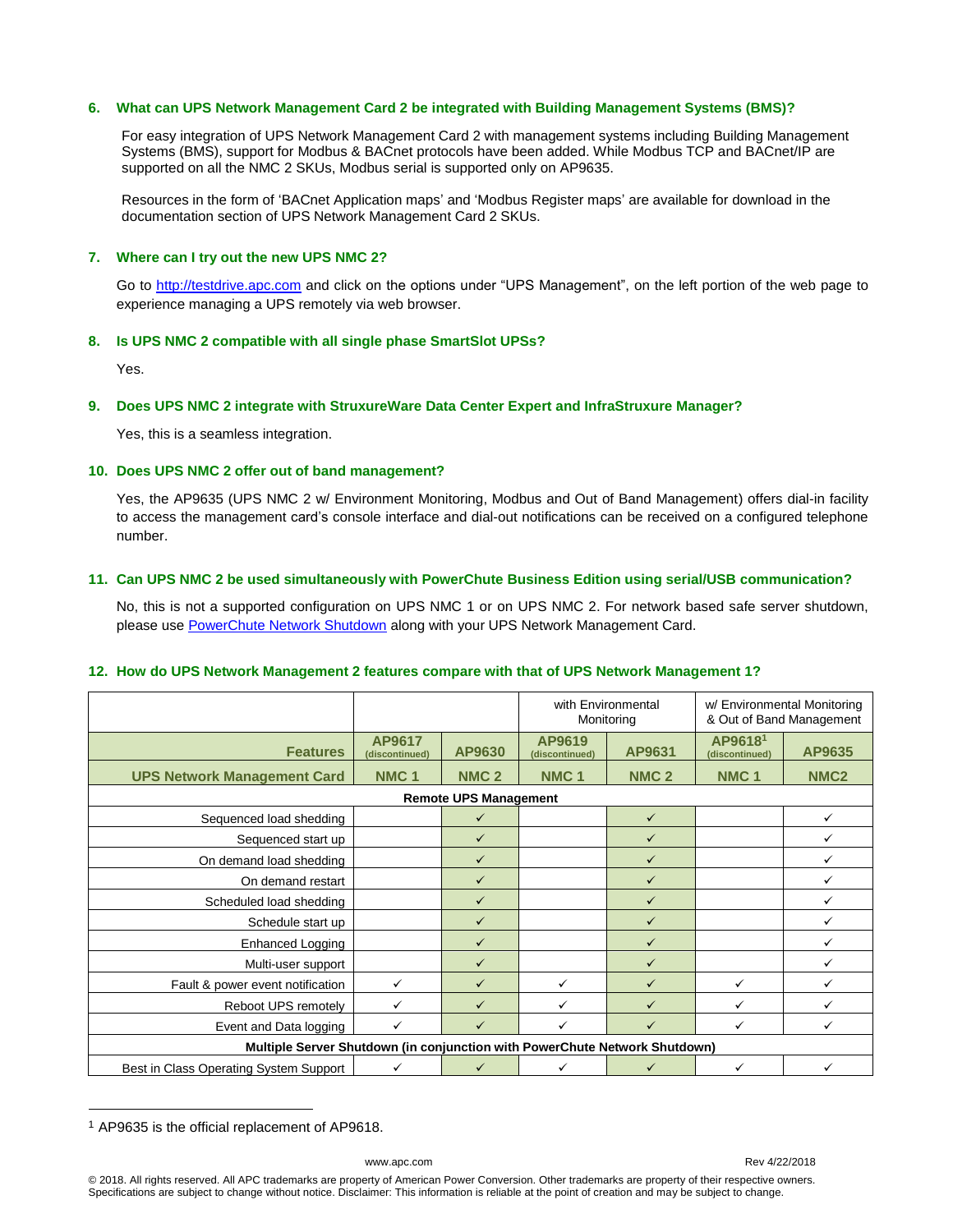### 6. What can UPS Network Management Card 2 be integrated with Building Management Systems (BMS)?

For easy integration of UPS Network Management Card 2 with management systems including Building Management Systems (BMS), support for Modbus & BACnet protocols have been added. While Modbus TCP and BACnet/IP are supported on all the NMC 2 SKUs, Modbus serial is supported only on AP9635.

Resources in the form of 'BACnet Application maps' and 'Modbus Register maps' are available for download in the documentation section of UPS Network Management Card 2 SKUs.

### 7. Where can I try out the new UPS NMC 2?

Go to http://testdrive.apc.com and click on the options under "UPS Management", on the left portion of the web page to experience managing a UPS remotely via web browser.

### 8. Is UPS NMC 2 compatible with all single phase SmartSlot UPSs?

Yes.

### 9. Does UPS NMC 2 integrate with StruxureWare Data Center Expert and InfraStruxure Manager?

Yes, this is a seamless integration.

### 10. Does UPS NMC 2 offer out of band management?

Yes, the AP9635 (UPS NMC 2 w/ Environment Monitoring, Modbus and Out of Band Management) offers dial-in facility to access the management card's console interface and dial-out notifications can be received on a configured telephone number.

### 11. Can UPS NMC 2 be used simultaneously with PowerChute Business Edition using serial/USB communication?

No, this is not a supported configuration on UPS NMC 1 or on UPS NMC 2. For network based safe server shutdown, please use PowerChute Network Shutdown along with your UPS Network Management Card.

### 12. How do UPS Network Management 2 features compare with that of UPS Network Management 1?

| | | | with Environmental Monitoring | | w/ Environmental Monitoring & Out of Band Management | |
|---|---|---|---|---|---|---|
| **Features** | **AP9617** (discontinued) | **AP9630** | **AP9619** (discontinued) | **AP9631** | **AP9618**[1] (discontinued) | **AP9635** |
| **UPS Network Management Card** | **NMC 1** | **NMC 2** | **NMC 1** | **NMC 2** | **NMC 1** | **NMC2** |
| **Remote UPS Management** | | | | | | |
| Sequenced load shedding | | ✓ | | ✓ | | ✓ |
| Sequenced start up | | ✓ | | ✓ | | ✓ |
| On demand load shedding | | ✓ | | ✓ | | ✓ |
| On demand restart | | ✓ | | ✓ | | ✓ |
| Scheduled load shedding | | ✓ | | ✓ | | ✓ |
| Schedule start up | | ✓ | | ✓ | | ✓ |
| Enhanced Logging | | ✓ | | ✓ | | ✓ |
| Multi-user support | | ✓ | | ✓ | | ✓ |
| Fault & power event notification | ✓ | ✓ | ✓ | ✓ | ✓ | ✓ |
| Reboot UPS remotely | ✓ | ✓ | ✓ | ✓ | ✓ | ✓ |
| Event and Data logging | ✓ | ✓ | ✓ | ✓ | ✓ | ✓ |
| **Multiple Server Shutdown (in conjunction with PowerChute Network Shutdown)** | | | | | | |
| Best in Class Operating System Support | ✓ | ✓ | ✓ | ✓ | ✓ | ✓ |

[1] AP9635 is the official replacement of AP9618.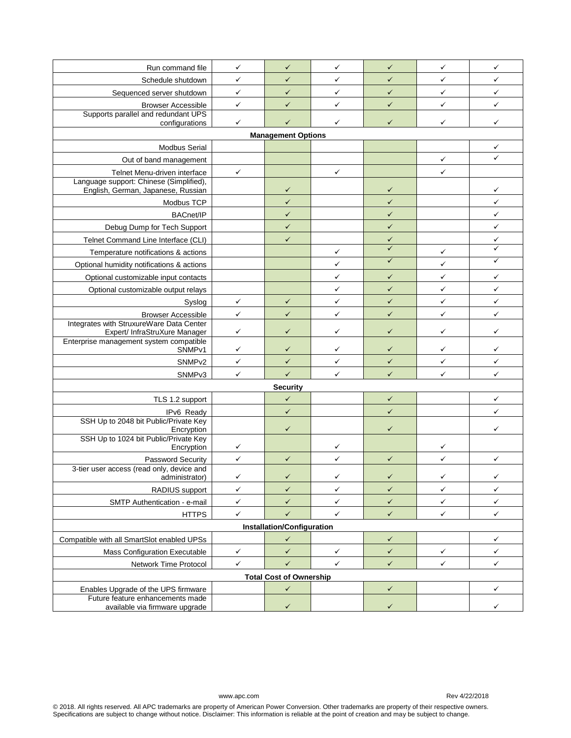| | | | | | | |
|---|---|---|---|---|---|---|
| Run command file | ✓ | ✓ | ✓ | ✓ | ✓ | ✓ |
| Schedule shutdown | ✓ | ✓ | ✓ | ✓ | ✓ | ✓ |
| Sequenced server shutdown | ✓ | ✓ | ✓ | ✓ | ✓ | ✓ |
| Browser Accessible | ✓ | ✓ | ✓ | ✓ | ✓ | ✓ |
| Supports parallel and redundant UPS configurations | ✓ | ✓ | ✓ | ✓ | ✓ | ✓ |
| **Management Options** | | | | | | |
| Modbus Serial | | | | | | ✓ |
| Out of band management | | | | | ✓ | ✓ |
| Telnet Menu-driven interface | ✓ | | ✓ | | ✓ | |
| Language support: Chinese (Simplified), English, German, Japanese, Russian | | ✓ | | ✓ | | ✓ |
| Modbus TCP | | ✓ | | ✓ | | ✓ |
| BACnet/IP | | ✓ | | ✓ | | ✓ |
| Debug Dump for Tech Support | | ✓ | | ✓ | | ✓ |
| Telnet Command Line Interface (CLI) | | ✓ | | ✓ | | ✓ |
| Temperature notifications & actions | | | ✓ | ✓ | ✓ | ✓ |
| Optional humidity notifications & actions | | | ✓ | ✓ | ✓ | ✓ |
| Optional customizable input contacts | | | ✓ | ✓ | ✓ | ✓ |
| Optional customizable output relays | | | ✓ | ✓ | ✓ | ✓ |
| Syslog | ✓ | ✓ | ✓ | ✓ | ✓ | ✓ |
| Browser Accessible | ✓ | ✓ | ✓ | ✓ | ✓ | ✓ |
| Integrates with StruxureWare Data Center Expert/ InfraStruXure Manager | ✓ | ✓ | ✓ | ✓ | ✓ | ✓ |
| Enterprise management system compatible SNMPv1 | ✓ | ✓ | ✓ | ✓ | ✓ | ✓ |
| SNMPv2 | ✓ | ✓ | ✓ | ✓ | ✓ | ✓ |
| SNMPv3 | ✓ | ✓ | ✓ | ✓ | ✓ | ✓ |
| **Security** | | | | | | |
| TLS 1.2 support | | ✓ | | ✓ | | ✓ |
| IPv6 Ready | | ✓ | | ✓ | | ✓ |
| SSH Up to 2048 bit Public/Private Key Encryption | | ✓ | | ✓ | | ✓ |
| SSH Up to 1024 bit Public/Private Key Encryption | ✓ | | ✓ | | ✓ | |
| Password Security | ✓ | ✓ | ✓ | ✓ | ✓ | ✓ |
| 3-tier user access (read only, device and administrator) | ✓ | ✓ | ✓ | ✓ | ✓ | ✓ |
| RADIUS support | ✓ | ✓ | ✓ | ✓ | ✓ | ✓ |
| SMTP Authentication - e-mail | ✓ | ✓ | ✓ | ✓ | ✓ | ✓ |
| HTTPS | ✓ | ✓ | ✓ | ✓ | ✓ | ✓ |
| **Installation/Configuration** | | | | | | |
| Compatible with all SmartSlot enabled UPSs | | ✓ | | ✓ | | ✓ |
| Mass Configuration Executable | ✓ | ✓ | ✓ | ✓ | ✓ | ✓ |
| Network Time Protocol | ✓ | ✓ | ✓ | ✓ | ✓ | ✓ |
| **Total Cost of Ownership** | | | | | | |
| Enables Upgrade of the UPS firmware | | ✓ | | ✓ | | ✓ |
| Future feature enhancements made available via firmware upgrade | | ✓ | | ✓ | | ✓ |

www.apc.com Rev 4/22/2018

© 2018. All rights reserved. All APC trademarks are property of American Power Conversion. Other trademarks are property of their respective owners. Specifications are subject to change without notice. Disclaimer: This information is reliable at the point of creation and may be subject to change.